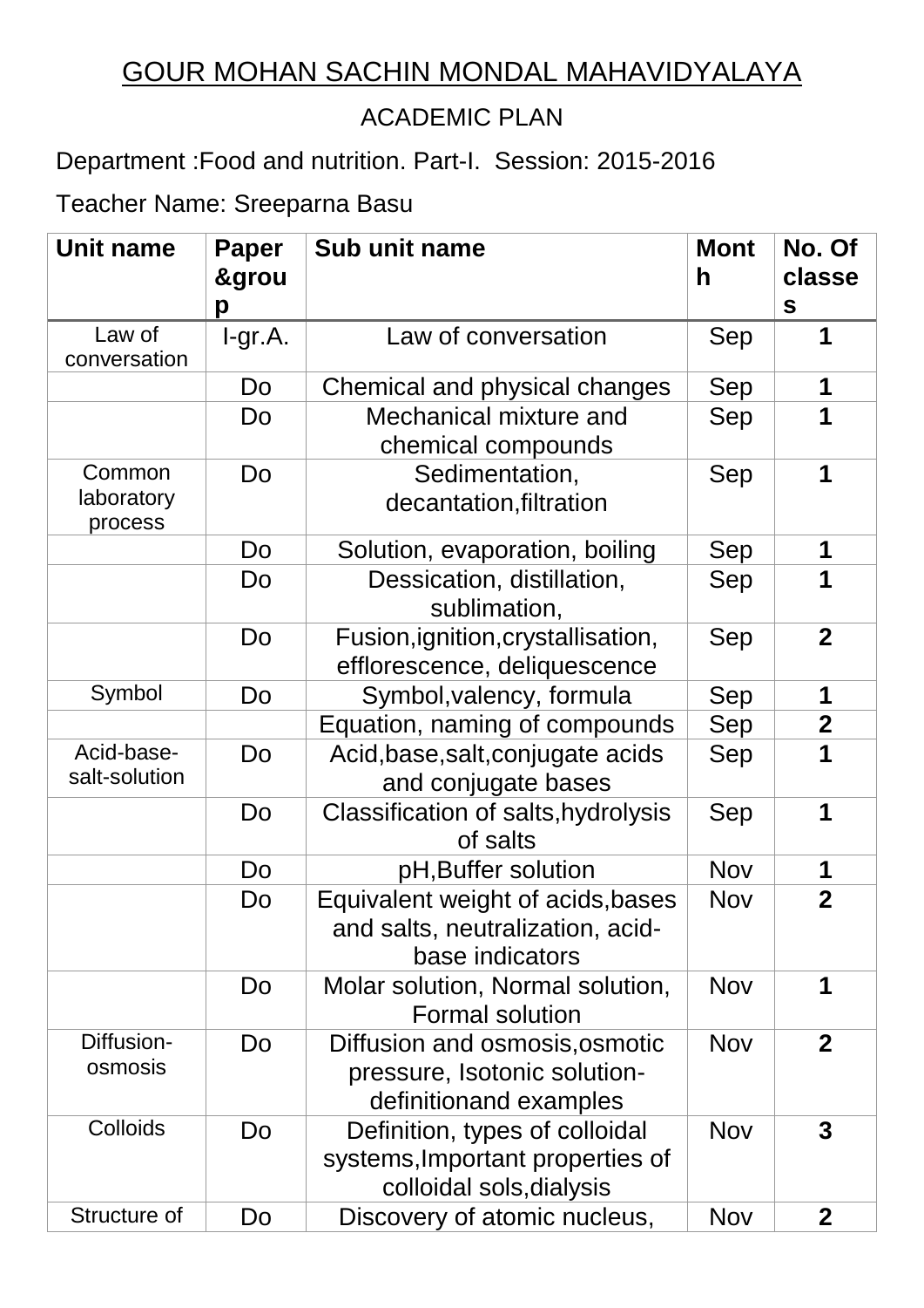# GOUR MOHAN SACHIN MONDAL MAHAVIDYALAYA

## ACADEMIC PLAN

Department :Food and nutrition. Part-I. Session: 2015-2016

Teacher Name: Sreeparna Basu

| Unit name | Paper &group | Sub unit name | Month | No. Of classes |
|---|---|---|---|---|
| Law of conversation | I-gr.A. | Law of conversation | Sep | **1** |
| | Do | Chemical and physical changes | Sep | **1** |
| | Do | Mechanical mixture and chemical compounds | Sep | **1** |
| Common laboratory process | Do | Sedimentation, decantation,filtration | Sep | **1** |
| | Do | Solution, evaporation, boiling | Sep | **1** |
| | Do | Dessication, distillation, sublimation, | Sep | **1** |
| | Do | Fusion,ignition,crystallisation, efflorescence, deliquescence | Sep | **2** |
| Symbol | Do | Symbol,valency, formula | Sep | **1** |
| | | Equation, naming of compounds | Sep | **2** |
| Acid-base-salt-solution | Do | Acid,base,salt,conjugate acids and conjugate bases | Sep | **1** |
| | Do | Classification of salts,hydrolysis of salts | Sep | **1** |
| | Do | pH,Buffer solution | Nov | **1** |
| | Do | Equivalent weight of acids,bases and salts, neutralization, acid-base indicators | Nov | **2** |
| | Do | Molar solution, Normal solution, Formal solution | Nov | **1** |
| Diffusion-osmosis | Do | Diffusion and osmosis,osmotic pressure, Isotonic solution-definitionand examples | Nov | **2** |
| Colloids | Do | Definition, types of colloidal systems,Important properties of colloidal sols,dialysis | Nov | **3** |
| Structure of | Do | Discovery of atomic nucleus, | Nov | **2** |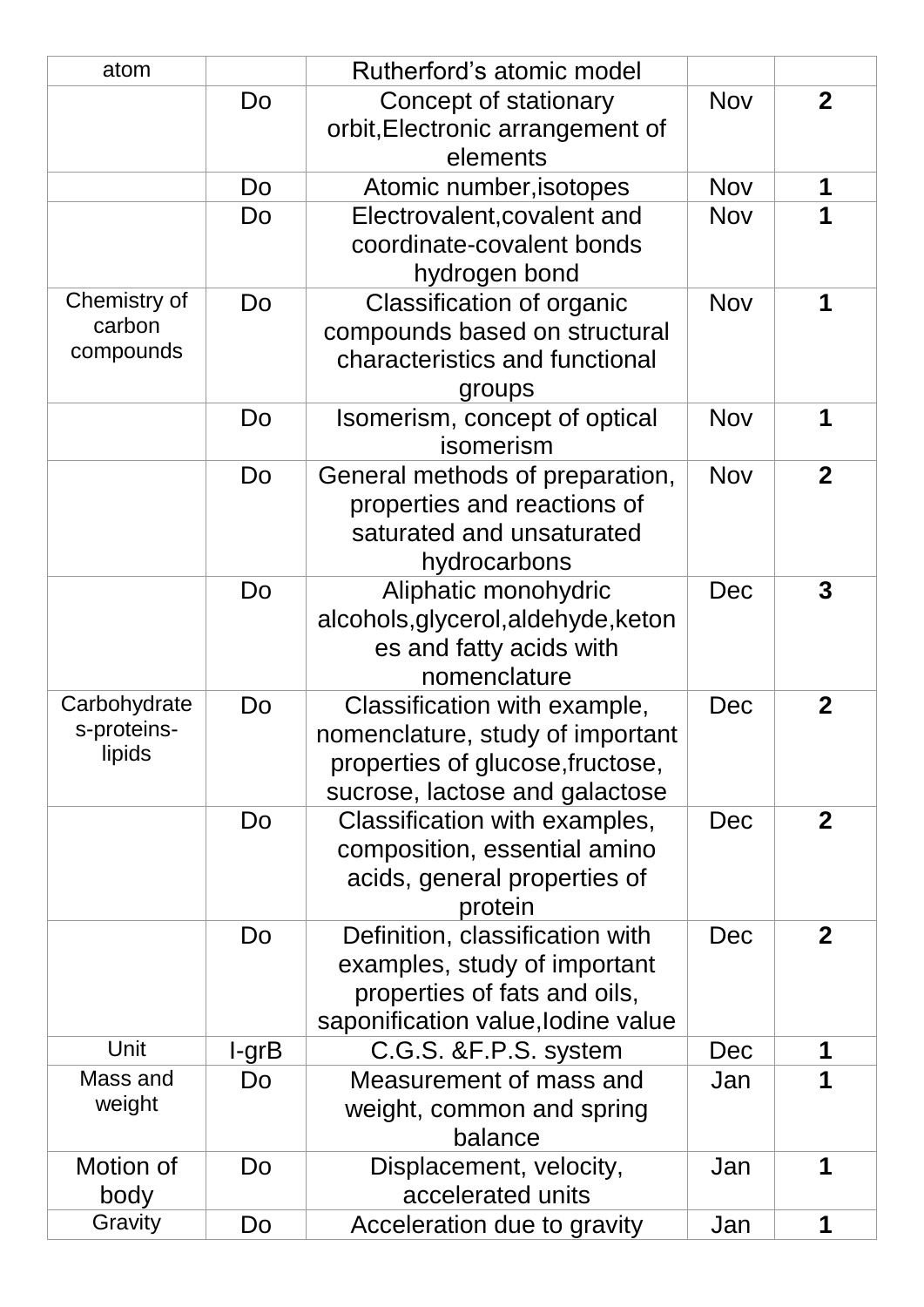| | | | | |
|---|---|---|---|---|
| atom | | Rutherford’s atomic model | | |
| | Do | Concept of stationary orbit,Electronic arrangement of elements | Nov | **2** |
| | Do | Atomic number,isotopes | Nov | **1** |
| | Do | Electrovalent,covalent and coordinate-covalent bonds hydrogen bond | Nov | **1** |
| Chemistry of carbon compounds | Do | Classification of organic compounds based on structural characteristics and functional groups | Nov | **1** |
| | Do | Isomerism, concept of optical isomerism | Nov | **1** |
| | Do | General methods of preparation, properties and reactions of saturated and unsaturated hydrocarbons | Nov | **2** |
| | Do | Aliphatic monohydric alcohols,glycerol,aldehyde,ketones and fatty acids with nomenclature | Dec | **3** |
| Carbohydrates-proteins-lipids | Do | Classification with example, nomenclature, study of important properties of glucose,fructose, sucrose, lactose and galactose | Dec | **2** |
| | Do | Classification with examples, composition, essential amino acids, general properties of protein | Dec | **2** |
| | Do | Definition, classification with examples, study of important properties of fats and oils, saponification value,Iodine value | Dec | **2** |
| Unit | I-grB | C.G.S. &F.P.S. system | Dec | **1** |
| Mass and weight | Do | Measurement of mass and weight, common and spring balance | Jan | **1** |
| Motion of body | Do | Displacement, velocity, accelerated units | Jan | **1** |
| Gravity | Do | Acceleration due to gravity | Jan | **1** |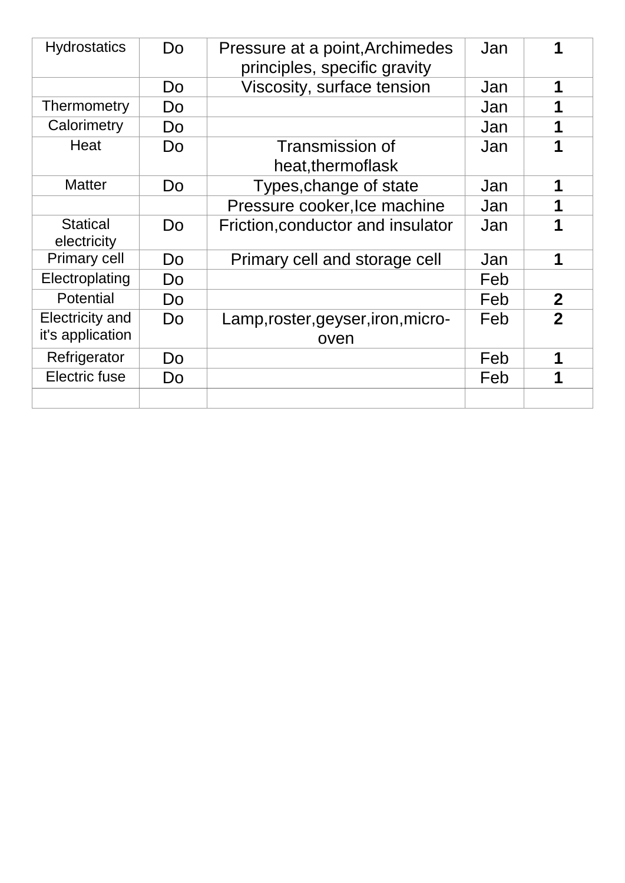| | | | | |
|---|---|---|---|---|
| Hydrostatics | Do | Pressure at a point,Archimedes principles, specific gravity | Jan | **1** |
| | Do | Viscosity, surface tension | Jan | **1** |
| Thermometry | Do | | Jan | **1** |
| Calorimetry | Do | | Jan | **1** |
| Heat | Do | Transmission of heat,thermoflask | Jan | **1** |
| Matter | Do | Types,change of state | Jan | **1** |
| | | Pressure cooker,Ice machine | Jan | **1** |
| Statical electricity | Do | Friction,conductor and insulator | Jan | **1** |
| Primary cell | Do | Primary cell and storage cell | Jan | **1** |
| Electroplating | Do | | Feb | |
| Potential | Do | | Feb | **2** |
| Electricity and it's application | Do | Lamp,roster,geyser,iron,micro-oven | Feb | **2** |
| Refrigerator | Do | | Feb | **1** |
| Electric fuse | Do | | Feb | **1** |
| | | | | |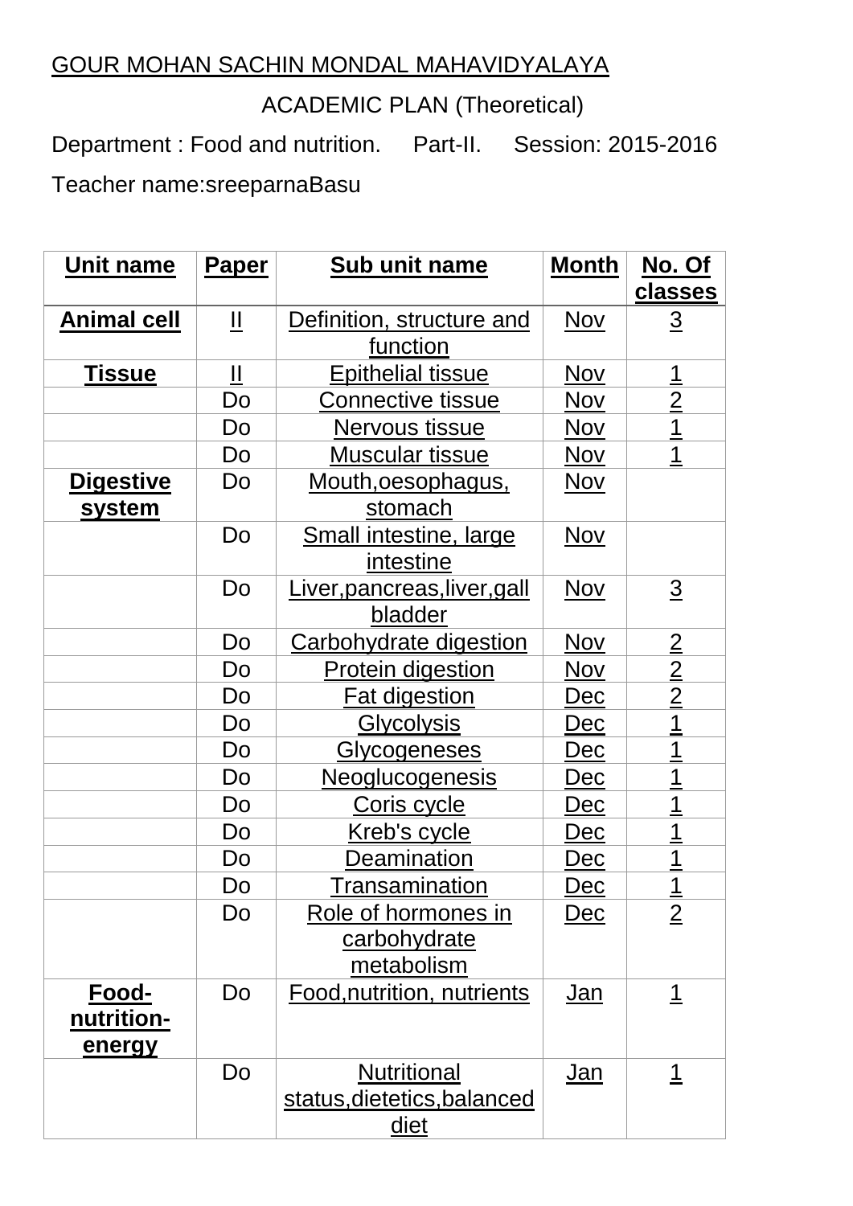GOUR MOHAN SACHIN MONDAL MAHAVIDYALAYA

ACADEMIC PLAN (Theoretical)

Department : Food and nutrition. Part-II. Session: 2015-2016

Teacher name:sreeparnaBasu

| **Unit name** | **Paper** | **Sub unit name** | **Month** | **No. Of classes** |
|---|---|---|---|---|
| **Animal cell** | II | Definition, structure and function | Nov | 3 |
| **Tissue** | II | Epithelial tissue | Nov | 1 |
| | Do | Connective tissue | Nov | 2 |
| | Do | Nervous tissue | Nov | 1 |
| | Do | Muscular tissue | Nov | 1 |
| **Digestive system** | Do | Mouth,oesophagus, stomach | Nov | |
| | Do | Small intestine, large intestine | Nov | |
| | Do | Liver,pancreas,liver,gall bladder | Nov | 3 |
| | Do | Carbohydrate digestion | Nov | 2 |
| | Do | Protein digestion | Nov | 2 |
| | Do | Fat digestion | Dec | 2 |
| | Do | Glycolysis | Dec | 1 |
| | Do | Glycogeneses | Dec | 1 |
| | Do | Neoglucogenesis | Dec | 1 |
| | Do | Coris cycle | Dec | 1 |
| | Do | Kreb's cycle | Dec | 1 |
| | Do | Deamination | Dec | 1 |
| | Do | Transamination | Dec | 1 |
| | Do | Role of hormones in carbohydrate metabolism | Dec | 2 |
| **Food-nutrition-energy** | Do | Food,nutrition, nutrients | Jan | 1 |
| | Do | Nutritional status,dietetics,balanced diet | Jan | 1 |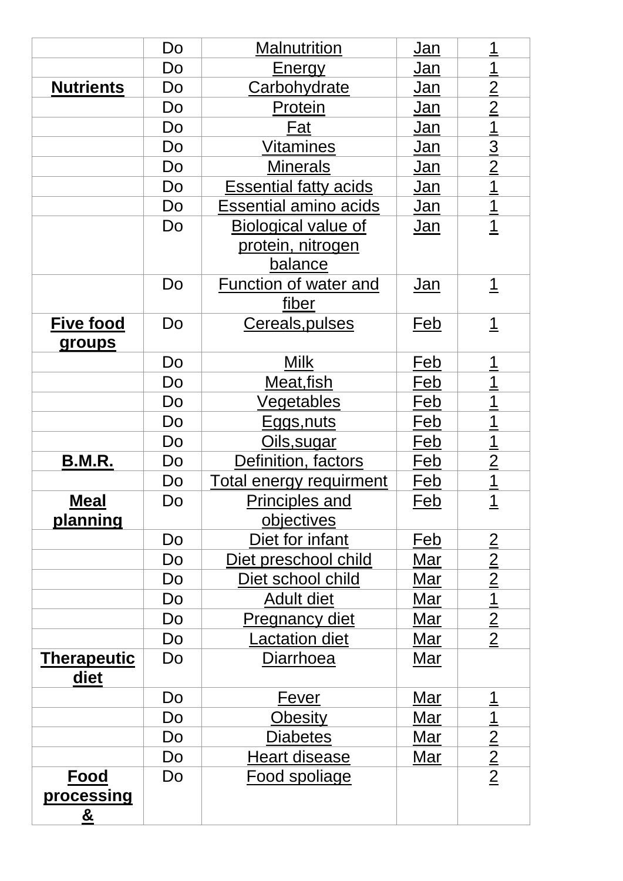| | | | | |
|---|---|---|---|---|
| | Do | Malnutrition | Jan | 1 |
| | Do | Energy | Jan | 1 |
| **Nutrients** | Do | Carbohydrate | Jan | 2 |
| | Do | Protein | Jan | 2 |
| | Do | Fat | Jan | 1 |
| | Do | Vitamines | Jan | 3 |
| | Do | Minerals | Jan | 2 |
| | Do | Essential fatty acids | Jan | 1 |
| | Do | Essential amino acids | Jan | 1 |
| | Do | Biological value of protein, nitrogen balance | Jan | 1 |
| | Do | Function of water and fiber | Jan | 1 |
| **Five food groups** | Do | Cereals,pulses | Feb | 1 |
| | Do | Milk | Feb | 1 |
| | Do | Meat,fish | Feb | 1 |
| | Do | Vegetables | Feb | 1 |
| | Do | Eggs,nuts | Feb | 1 |
| | Do | Oils,sugar | Feb | 1 |
| **B.M.R.** | Do | Definition, factors | Feb | 2 |
| | Do | Total energy requirment | Feb | 1 |
| **Meal planning** | Do | Principles and objectives | Feb | 1 |
| | Do | Diet for infant | Feb | 2 |
| | Do | Diet preschool child | Mar | 2 |
| | Do | Diet school child | Mar | 2 |
| | Do | Adult diet | Mar | 1 |
| | Do | Pregnancy diet | Mar | 2 |
| | Do | Lactation diet | Mar | 2 |
| **Therapeutic diet** | Do | Diarrhoea | Mar | |
| | Do | Fever | Mar | 1 |
| | Do | Obesity | Mar | 1 |
| | Do | Diabetes | Mar | 2 |
| | Do | Heart disease | Mar | 2 |
| **Food processing &** | Do | Food spoliage | | 2 |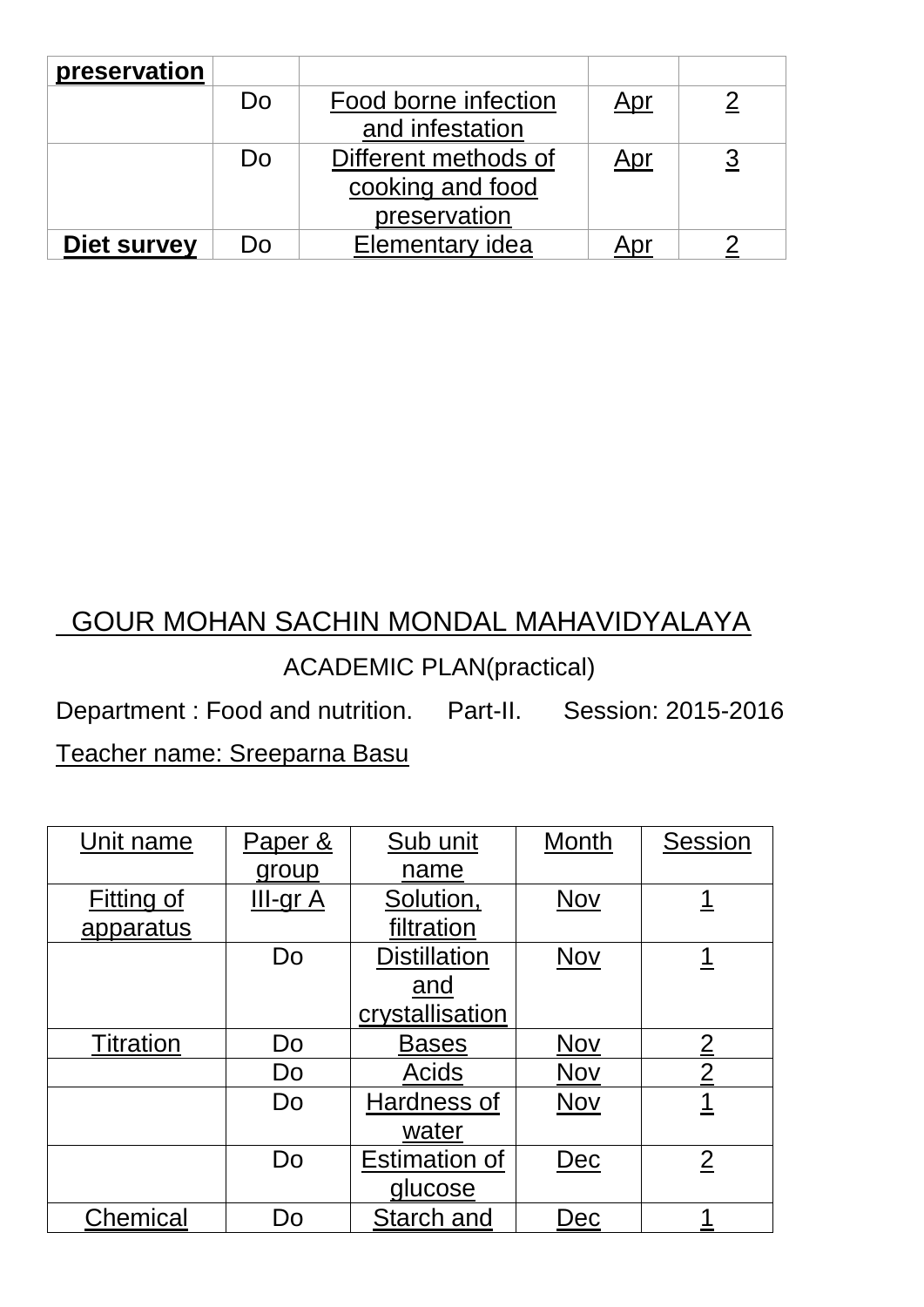| | | | | |
|---|---|---|---|---|
| **preservation** | | | | |
| | Do | Food borne infection and infestation | Apr | 2 |
| | Do | Different methods of cooking and food preservation | Apr | 3 |
| **Diet survey** | Do | Elementary idea | Apr | 2 |

GOUR MOHAN SACHIN MONDAL MAHAVIDYALAYA

ACADEMIC PLAN(practical)

Department : Food and nutrition.     Part-II.     Session: 2015-2016

Teacher name: Sreeparna Basu

| Unit name | Paper & group | Sub unit name | Month | Session |
|---|---|---|---|---|
| Fitting of apparatus | III-gr A | Solution, filtration | Nov | 1 |
| | Do | Distillation and crystallisation | Nov | 1 |
| Titration | Do | Bases | Nov | 2 |
| | Do | Acids | Nov | 2 |
| | Do | Hardness of water | Nov | 1 |
| | Do | Estimation of glucose | Dec | 2 |
| Chemical | Do | Starch and | Dec | 1 |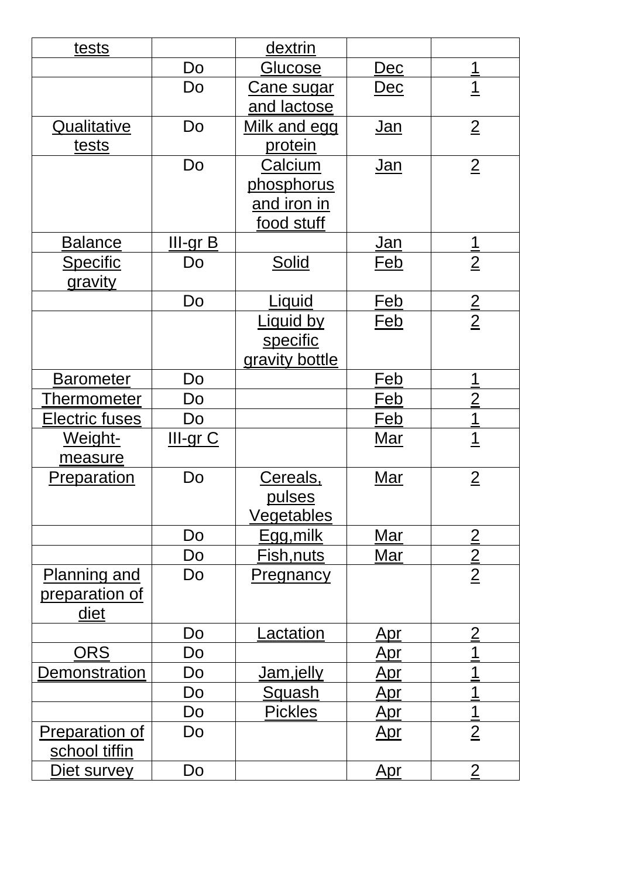| | | | | |
|---|---|---|---|---|
| tests | | dextrin | | |
| | Do | Glucose | Dec | 1 |
| | Do | Cane sugar and lactose | Dec | 1 |
| Qualitative tests | Do | Milk and egg protein | Jan | 2 |
| | Do | Calcium phosphorus and iron in food stuff | Jan | 2 |
| Balance | III-gr B | | Jan | 1 |
| Specific gravity | Do | Solid | Feb | 2 |
| | Do | Liquid | Feb | 2 |
| | | Liquid by specific gravity bottle | Feb | 2 |
| Barometer | Do | | Feb | 1 |
| Thermometer | Do | | Feb | 2 |
| Electric fuses | Do | | Feb | 1 |
| Weight-measure | III-gr C | | Mar | 1 |
| Preparation | Do | Cereals, pulses Vegetables | Mar | 2 |
| | Do | Egg,milk | Mar | 2 |
| | Do | Fish,nuts | Mar | 2 |
| Planning and preparation of diet | Do | Pregnancy | | 2 |
| | Do | Lactation | Apr | 2 |
| ORS | Do | | Apr | 1 |
| Demonstration | Do | Jam,jelly | Apr | 1 |
| | Do | Squash | Apr | 1 |
| | Do | Pickles | Apr | 1 |
| Preparation of school tiffin | Do | | Apr | 2 |
| Diet survey | Do | | Apr | 2 |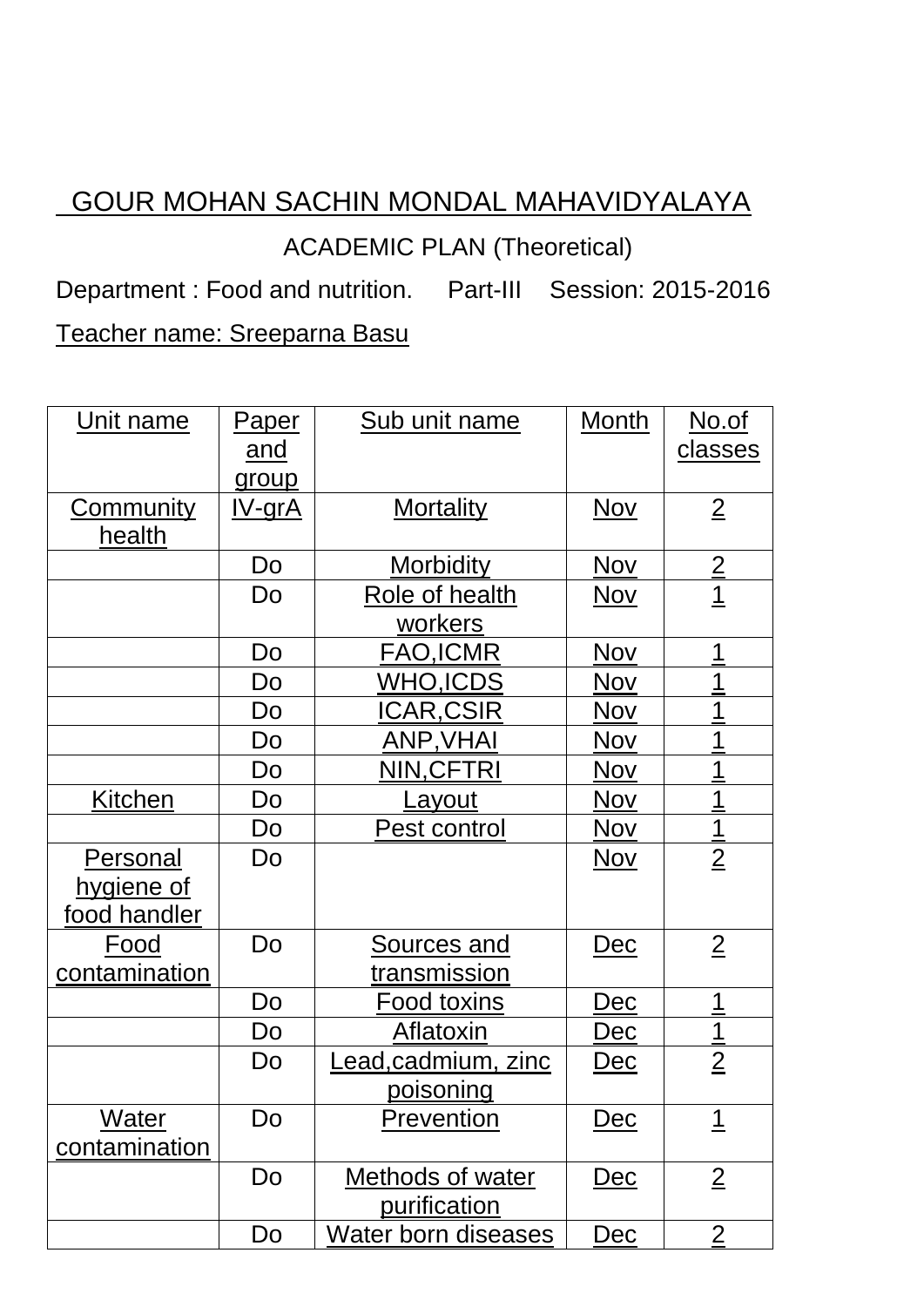GOUR MOHAN SACHIN MONDAL MAHAVIDYALAYA

ACADEMIC PLAN (Theoretical)

Department : Food and nutrition. Part-III Session: 2015-2016

Teacher name: Sreeparna Basu

| Unit name | Paper and group | Sub unit name | Month | No.of classes |
|---|---|---|---|---|
| Community health | IV-grA | Mortality | Nov | 2 |
| | Do | Morbidity | Nov | 2 |
| | Do | Role of health workers | Nov | 1 |
| | Do | FAO,ICMR | Nov | 1 |
| | Do | WHO,ICDS | Nov | 1 |
| | Do | ICAR,CSIR | Nov | 1 |
| | Do | ANP,VHAI | Nov | 1 |
| | Do | NIN,CFTRI | Nov | 1 |
| Kitchen | Do | Layout | Nov | 1 |
| | Do | Pest control | Nov | 1 |
| Personal hygiene of food handler | Do | | Nov | 2 |
| Food contamination | Do | Sources and transmission | Dec | 2 |
| | Do | Food toxins | Dec | 1 |
| | Do | Aflatoxin | Dec | 1 |
| | Do | Lead,cadmium, zinc poisoning | Dec | 2 |
| Water contamination | Do | Prevention | Dec | 1 |
| | Do | Methods of water purification | Dec | 2 |
| | Do | Water born diseases | Dec | 2 |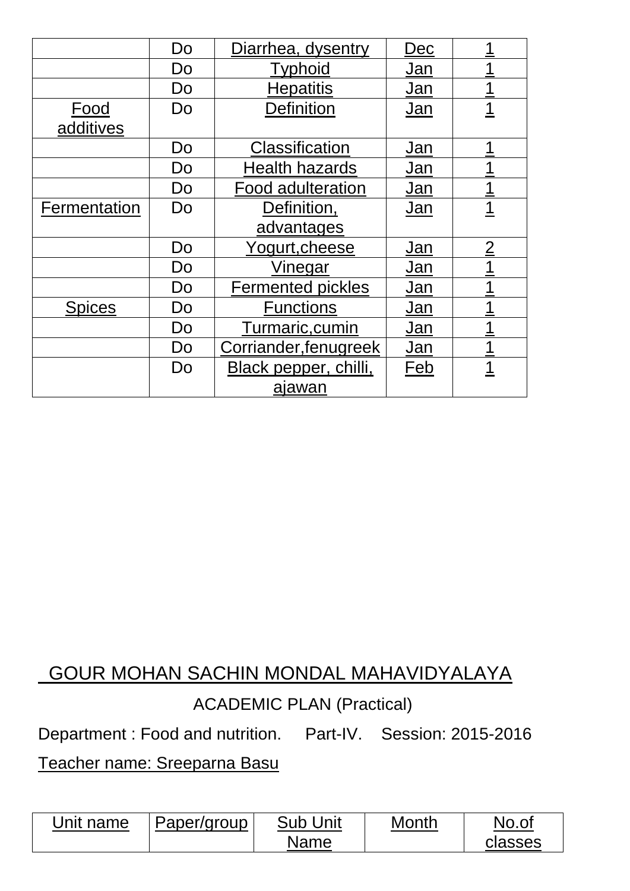| | | | | |
|---|---|---|---|---|
| | Do | Diarrhea, dysentry | Dec | 1 |
| | Do | Typhoid | Jan | 1 |
| | Do | Hepatitis | Jan | 1 |
| Food additives | Do | Definition | Jan | 1 |
| | Do | Classification | Jan | 1 |
| | Do | Health hazards | Jan | 1 |
| | Do | Food adulteration | Jan | 1 |
| Fermentation | Do | Definition, advantages | Jan | 1 |
| | Do | Yogurt,cheese | Jan | 2 |
| | Do | Vinegar | Jan | 1 |
| | Do | Fermented pickles | Jan | 1 |
| Spices | Do | Functions | Jan | 1 |
| | Do | Turmaric,cumin | Jan | 1 |
| | Do | Corriander,fenugreek | Jan | 1 |
| | Do | Black pepper, chilli, ajawan | Feb | 1 |

# GOUR MOHAN SACHIN MONDAL MAHAVIDYALAYA

ACADEMIC PLAN (Practical)

Department : Food and nutrition.     Part-IV.     Session: 2015-2016

Teacher name: Sreeparna Basu

| Unit name | Paper/group | Sub Unit Name | Month | No.of classes |
|---|---|---|---|---|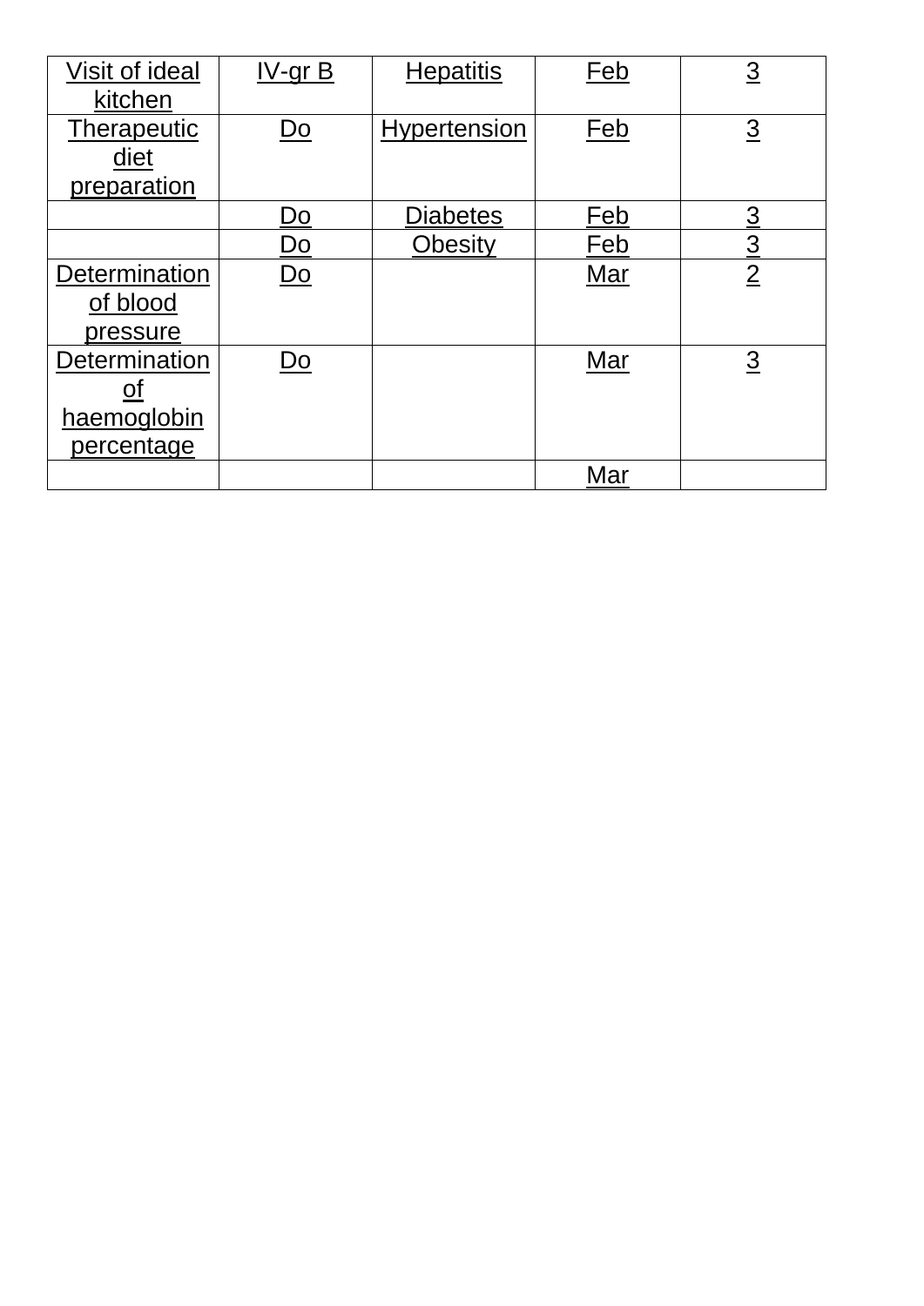| | | | | |
|---|---|---|---|---|
| Visit of ideal kitchen | IV-gr B | Hepatitis | Feb | 3 |
| Therapeutic diet preparation | Do | Hypertension | Feb | 3 |
| | Do | Diabetes | Feb | 3 |
| | Do | Obesity | Feb | 3 |
| Determination of blood pressure | Do | | Mar | 2 |
| Determination of haemoglobin percentage | Do | | Mar | 3 |
| | | | Mar | |